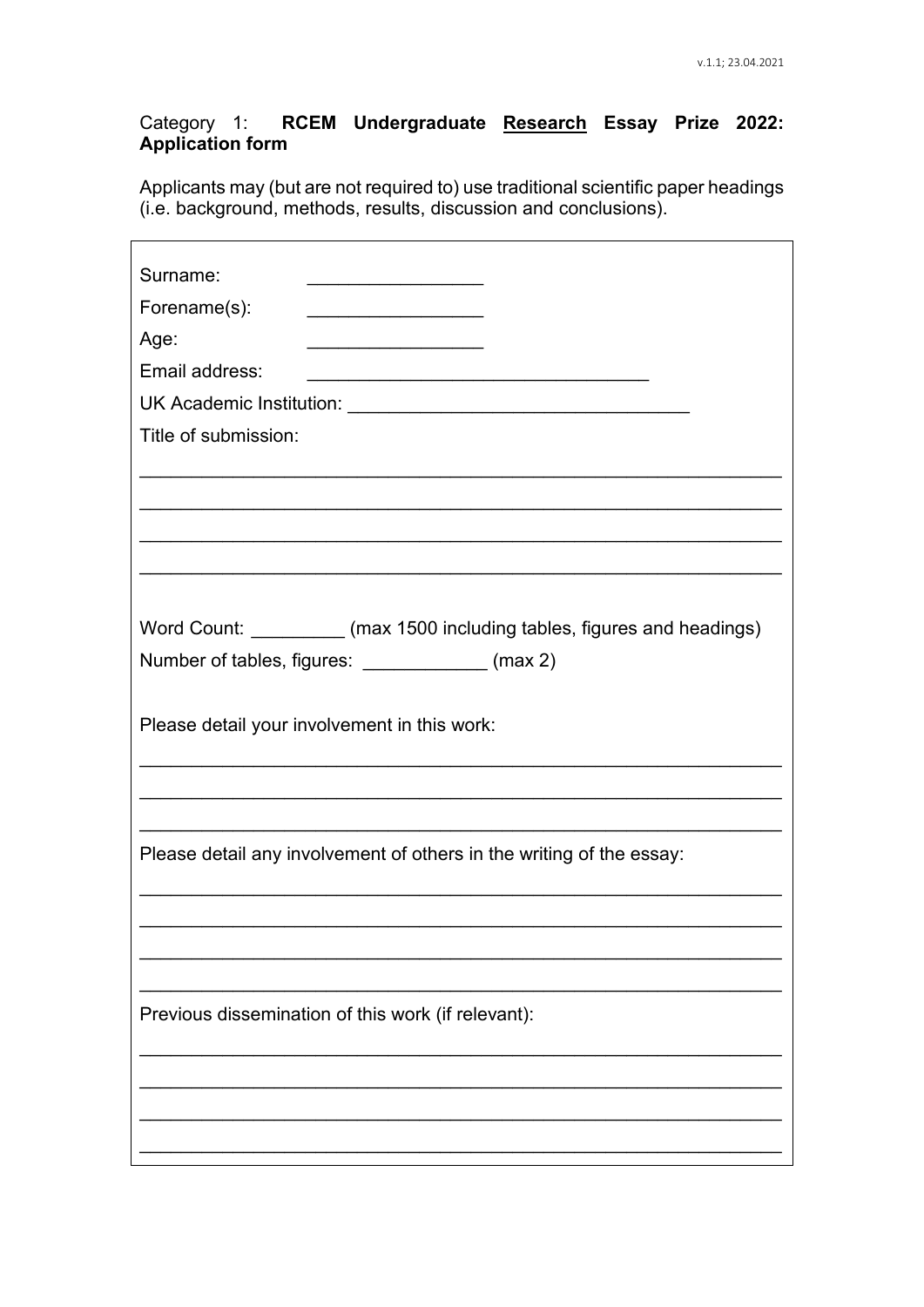Category 1: **RCEM Undergraduate Research Essay Prize 2022: Application form**

Applicants may (but are not required to) use traditional scientific paper headings (i.e. background, methods, results, discussion and conclusions).

Surname: ________________

Forename(s): ________________

Age: ________________

Email address: ________________________________

UK Academic Institution: ________________________________

Title of submission:

____________________________________________________________

____________________________________________________________

____________________________________________________________

____________________________________________________________

Word Count: _________ (max 1500 including tables, figures and headings)

Number of tables, figures: ____________ (max 2)

Please detail your involvement in this work:

____________________________________________________________

____________________________________________________________

____________________________________________________________

Please detail any involvement of others in the writing of the essay:

____________________________________________________________

____________________________________________________________

____________________________________________________________

____________________________________________________________

Previous dissemination of this work (if relevant):

____________________________________________________________

____________________________________________________________

____________________________________________________________

____________________________________________________________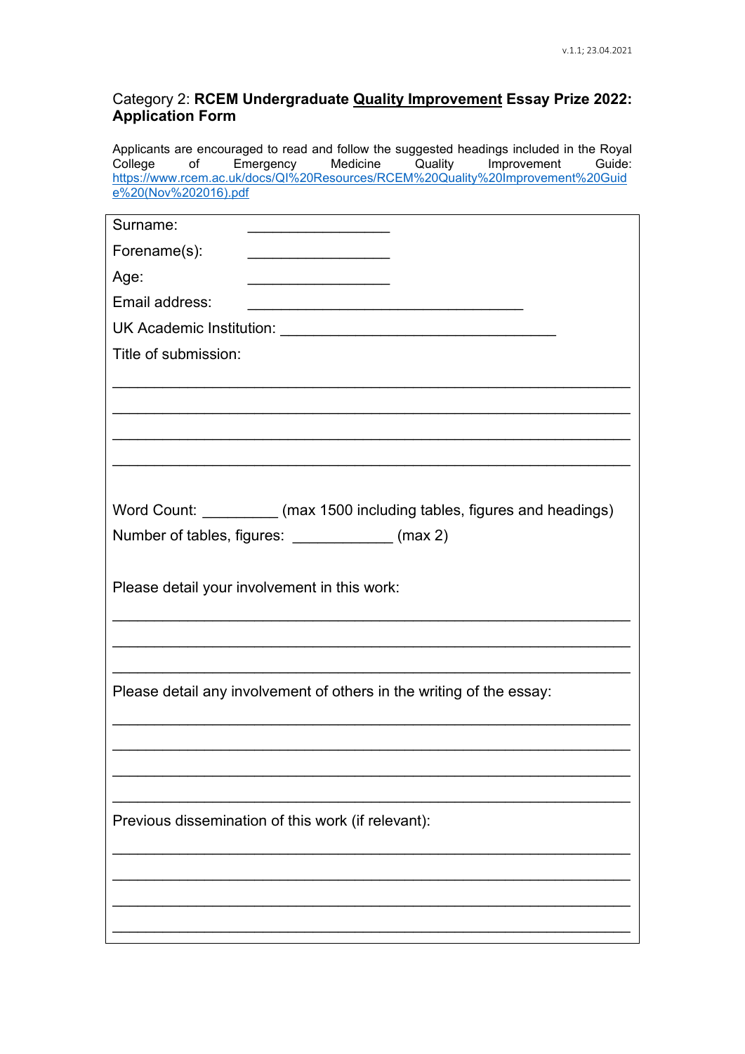v.1.1; 23.04.2021

Category 2: **RCEM Undergraduate Quality Improvement Essay Prize 2022: Application Form**

Applicants are encouraged to read and follow the suggested headings included in the Royal College of Emergency Medicine Quality Improvement Guide: https://www.rcem.ac.uk/docs/QI%20Resources/RCEM%20Quality%20Improvement%20Guide%20(Nov%202016).pdf

Surname: ________________

Forename(s): ________________

Age: ________________

Email address: ________________________________

UK Academic Institution: ________________________________

Title of submission:

____________________________________________________________

____________________________________________________________

____________________________________________________________

____________________________________________________________

Word Count: ________ (max 1500 including tables, figures and headings)

Number of tables, figures: ___________ (max 2)

Please detail your involvement in this work:

____________________________________________________________

____________________________________________________________

____________________________________________________________

Please detail any involvement of others in the writing of the essay:

____________________________________________________________

____________________________________________________________

____________________________________________________________

____________________________________________________________

Previous dissemination of this work (if relevant):

____________________________________________________________

____________________________________________________________

____________________________________________________________

____________________________________________________________